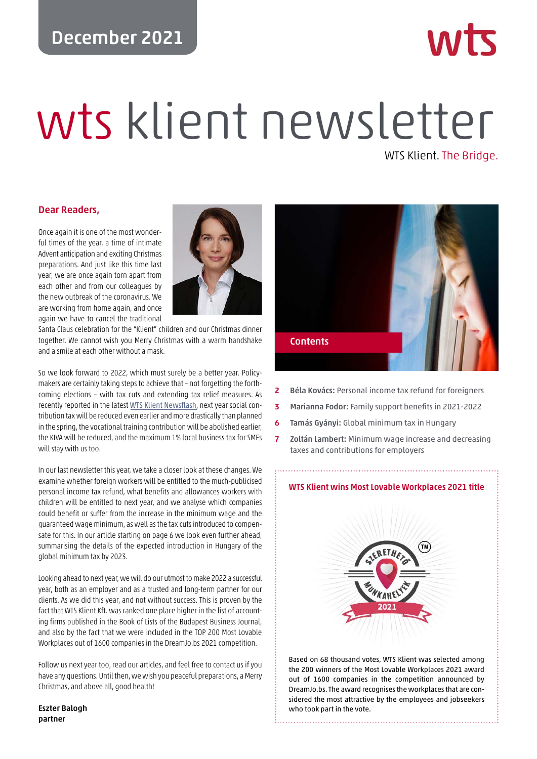December 2021

# wts klient newsletter

WTS Klient. The Bridge.

## Dear Readers,

Once again it is one of the most wonderful times of the year, a time of intimate Advent anticipation and exciting Christmas preparations. And just like this time last year, we are once again torn apart from each other and from our colleagues by the new outbreak of the coronavirus. We are working from home again, and once again we have to cancel the traditional Santa Claus celebration for the "Klient" children and our Christmas dinner together. We cannot wish you Merry Christmas with a warm handshake and a smile at each other without a mask.

So we look forward to 2022, which must surely be a better year. Policymakers are certainly taking steps to achieve that – not forgetting the forthcoming elections – with tax cuts and extending tax relief measures. As recently reported in the latest WTS Klient Newsflash, next year social contribution tax will be reduced even earlier and more drastically than planned in the spring, the vocational training contribution will be abolished earlier, the KIVA will be reduced, and the maximum 1% local business tax for SMEs will stay with us too.

In our last newsletter this year, we take a closer look at these changes. We examine whether foreign workers will be entitled to the much-publicised personal income tax refund, what benefits and allowances workers with children will be entitled to next year, and we analyse which companies could benefit or suffer from the increase in the minimum wage and the guaranteed wage minimum, as well as the tax cuts introduced to compensate for this. In our article starting on page 6 we look even further ahead, summarising the details of the expected introduction in Hungary of the global minimum tax by 2023.

Looking ahead to next year, we will do our utmost to make 2022 a successful year, both as an employer and as a trusted and long-term partner for our clients. As we did this year, and not without success. This is proven by the fact that WTS Klient Kft. was ranked one place higher in the list of accounting firms published in the Book of Lists of the Budapest Business Journal, and also by the fact that we were included in the TOP 200 Most Lovable Workplaces out of 1600 companies in the DreamJo.bs 2021 competition.

Follow us next year too, read our articles, and feel free to contact us if you have any questions. Until then, we wish you peaceful preparations, a Merry Christmas, and above all, good health!

**Eszter Balogh**
**partner**

## Contents

- 2 **Béla Kovács:** Personal income tax refund for foreigners
- 3 **Marianna Fodor:** Family support benefits in 2021-2022
- 6 **Tamás Gyányi:** Global minimum tax in Hungary
- 7 **Zoltán Lambert:** Minimum wage increase and decreasing taxes and contributions for employers

### WTS Klient wins Most Lovable Workplaces 2021 title

Based on 68 thousand votes, WTS Klient was selected among the 200 winners of the Most Lovable Workplaces 2021 award out of 1600 companies in the competition announced by DreamJo.bs. The award recognises the workplaces that are considered the most attractive by the employees and jobseekers who took part in the vote.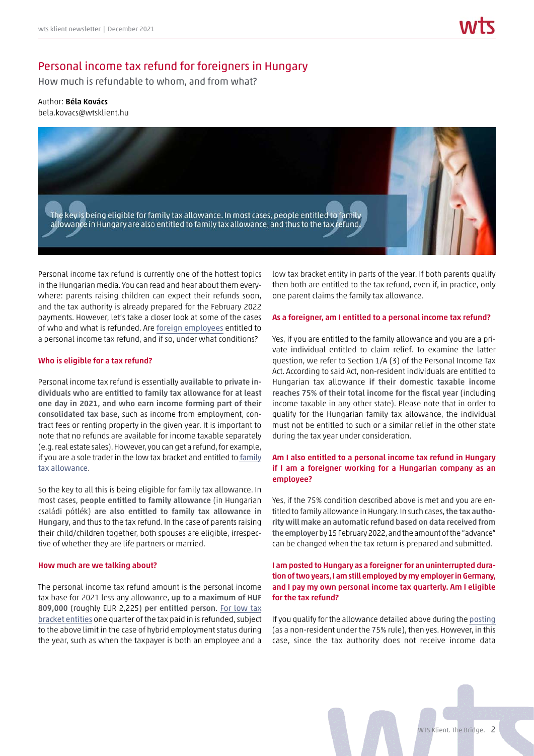# Personal income tax refund for foreigners in Hungary

How much is refundable to whom, and from what?

Author: **Béla Kovács**
bela.kovacs@wtsklient.hu

> The key is being eligible for family tax allowance. In most cases, people entitled to family allowance in Hungary are also entitled to family tax allowance, and thus to the tax refund.

Personal income tax refund is currently one of the hottest topics in the Hungarian media. You can read and hear about them everywhere: parents raising children can expect their refunds soon, and the tax authority is already prepared for the February 2022 payments. However, let's take a closer look at some of the cases of who and what is refunded. Are foreign employees entitled to a personal income tax refund, and if so, under what conditions?

### Who is eligible for a tax refund?

Personal income tax refund is essentially **available to private individuals who are entitled to family tax allowance for at least one day in 2021, and who earn income forming part of their consolidated tax base**, such as income from employment, contract fees or renting property in the given year. It is important to note that no refunds are available for income taxable separately (e.g. real estate sales). However, you can get a refund, for example, if you are a sole trader in the low tax bracket and entitled to family tax allowance.

So the key to all this is being eligible for family tax allowance. In most cases, **people entitled to family allowance** (in Hungarian családi pótlék) **are also entitled to family tax allowance in Hungary**, and thus to the tax refund. In the case of parents raising their child/children together, both spouses are eligible, irrespective of whether they are life partners or married.

### How much are we talking about?

The personal income tax refund amount is the personal income tax base for 2021 less any allowance, **up to a maximum of HUF 809,000** (roughly EUR 2,225) **per entitled person**. For low tax bracket entities one quarter of the tax paid in is refunded, subject to the above limit in the case of hybrid employment status during the year, such as when the taxpayer is both an employee and a low tax bracket entity in parts of the year. If both parents qualify then both are entitled to the tax refund, even if, in practice, only one parent claims the family tax allowance.

### As a foreigner, am I entitled to a personal income tax refund?

Yes, if you are entitled to the family allowance and you are a private individual entitled to claim relief. To examine the latter question, we refer to Section 1/A (3) of the Personal Income Tax Act. According to said Act, non-resident individuals are entitled to Hungarian tax allowance **if their domestic taxable income reaches 75% of their total income for the fiscal year** (including income taxable in any other state). Please note that in order to qualify for the Hungarian family tax allowance, the individual must not be entitled to such or a similar relief in the other state during the tax year under consideration.

### Am I also entitled to a personal income tax refund in Hungary if I am a foreigner working for a Hungarian company as an employee?

Yes, if the 75% condition described above is met and you are entitled to family allowance in Hungary. In such cases, **the tax authority will make an automatic refund based on data received from the employer** by 15 February 2022, and the amount of the "advance" can be changed when the tax return is prepared and submitted.

### I am posted to Hungary as a foreigner for an uninterrupted duration of two years, I am still employed by my employer in Germany, and I pay my own personal income tax quarterly. Am I eligible for the tax refund?

If you qualify for the allowance detailed above during the posting (as a non-resident under the 75% rule), then yes. However, in this case, since the tax authority does not receive income data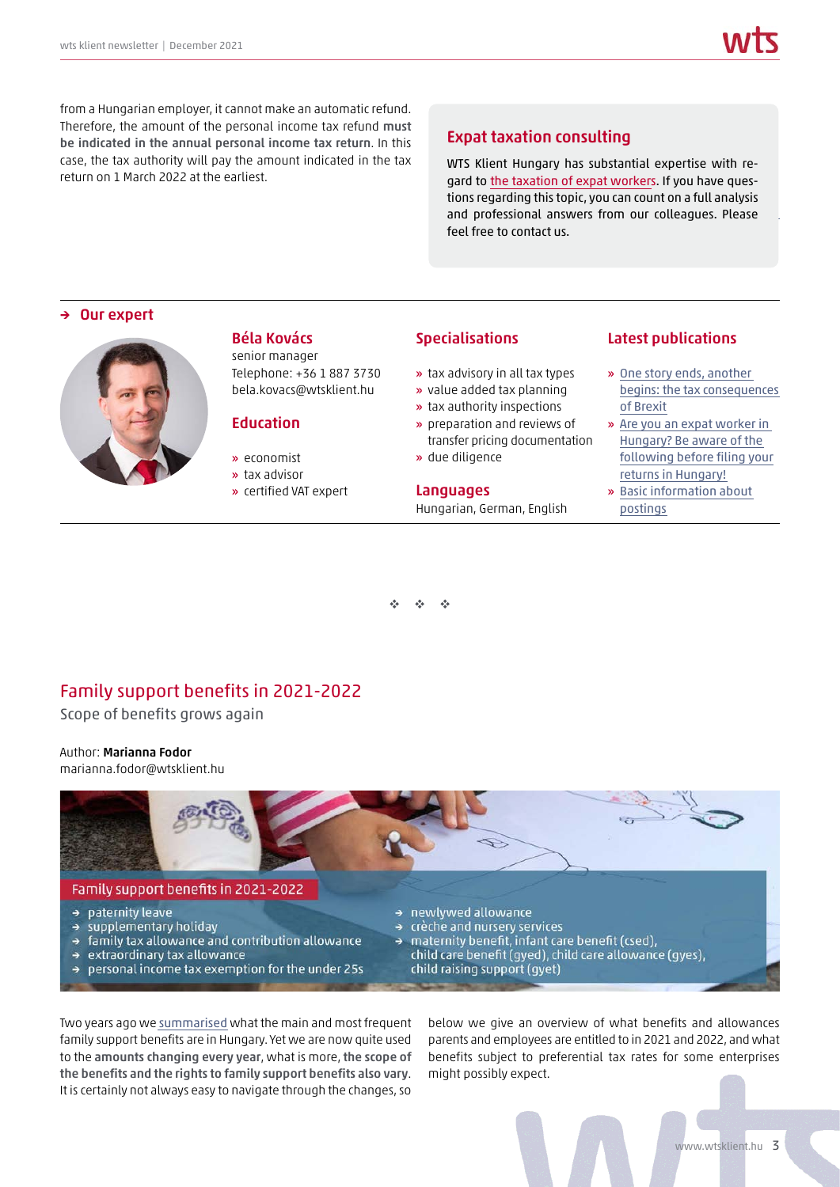from a Hungarian employer, it cannot make an automatic refund. Therefore, the amount of the personal income tax refund **must be indicated in the annual personal income tax return**. In this case, the tax authority will pay the amount indicated in the tax return on 1 March 2022 at the earliest.

### Expat taxation consulting

WTS Klient Hungary has substantial expertise with regard to the taxation of expat workers. If you have questions regarding this topic, you can count on a full analysis and professional answers from our colleagues. Please feel free to contact us.

---

**→ Our expert**

### Béla Kovács

senior manager
Telephone: +36 1 887 3730
bela.kovacs@wtsklient.hu

### Education

- economist
- tax advisor
- certified VAT expert

### Specialisations

- tax advisory in all tax types
- value added tax planning
- tax authority inspections
- preparation and reviews of transfer pricing documentation
- due diligence

### Languages

Hungarian, German, English

### Latest publications

- One story ends, another begins: the tax consequences of Brexit
- Are you an expat worker in Hungary? Be aware of the following before filing your returns in Hungary!
- Basic information about postings

---

## Family support benefits in 2021-2022

Scope of benefits grows again

Author: **Marianna Fodor**
marianna.fodor@wtsklient.hu

**Family support benefits in 2021-2022**

- paternity leave
- supplementary holiday
- family tax allowance and contribution allowance
- extraordinary tax allowance
- personal income tax exemption for the under 25s
- newlywed allowance
- crèche and nursery services
- maternity benefit, infant care benefit (csed), child care benefit (gyed), child care allowance (gyes), child raising support (gyet)

Two years ago we summarised what the main and most frequent family support benefits are in Hungary. Yet we are now quite used to the **amounts changing every year**, what is more, **the scope of the benefits and the rights to family support benefits also vary**. It is certainly not always easy to navigate through the changes, so below we give an overview of what benefits and allowances parents and employees are entitled to in 2021 and 2022, and what benefits subject to preferential tax rates for some enterprises might possibly expect.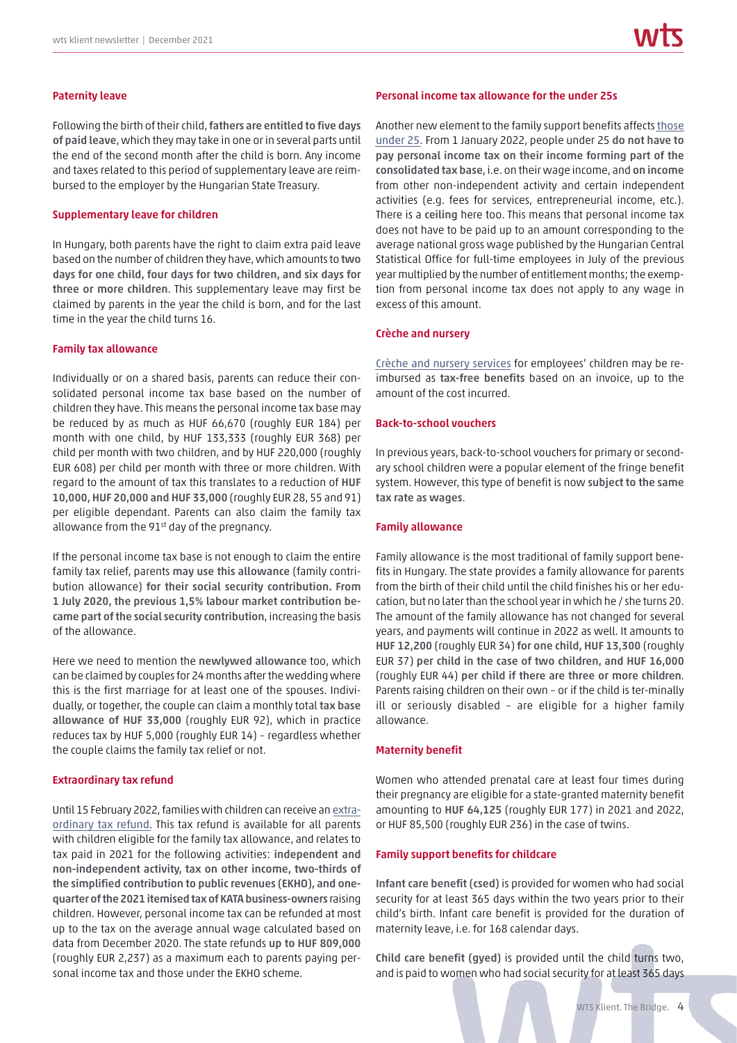### Paternity leave

Following the birth of their child, **fathers are entitled to five days of paid leave**, which they may take in one or in several parts until the end of the second month after the child is born. Any income and taxes related to this period of supplementary leave are reimbursed to the employer by the Hungarian State Treasury.

### Supplementary leave for children

In Hungary, both parents have the right to claim extra paid leave based on the number of children they have, which amounts to **two days for one child, four days for two children, and six days for three or more children**. This supplementary leave may first be claimed by parents in the year the child is born, and for the last time in the year the child turns 16.

### Family tax allowance

Individually or on a shared basis, parents can reduce their consolidated personal income tax base based on the number of children they have. This means the personal income tax base may be reduced by as much as HUF 66,670 (roughly EUR 184) per month with one child, by HUF 133,333 (roughly EUR 368) per child per month with two children, and by HUF 220,000 (roughly EUR 608) per child per month with three or more children. With regard to the amount of tax this translates to a reduction of **HUF 10,000, HUF 20,000 and HUF 33,000** (roughly EUR 28, 55 and 91) per eligible dependant. Parents can also claim the family tax allowance from the 91st day of the pregnancy.

If the personal income tax base is not enough to claim the entire family tax relief, parents **may use this allowance** (family contribution allowance) **for their social security contribution. From 1 July 2020, the previous 1,5% labour market contribution became part of the social security contribution**, increasing the basis of the allowance.

Here we need to mention the **newlywed allowance** too, which can be claimed by couples for 24 months after the wedding where this is the first marriage for at least one of the spouses. Individually, or together, the couple can claim a monthly total **tax base allowance of HUF 33,000** (roughly EUR 92), which in practice reduces tax by HUF 5,000 (roughly EUR 14) – regardless whether the couple claims the family tax relief or not.

### Extraordinary tax refund

Until 15 February 2022, families with children can receive an extraordinary tax refund. This tax refund is available for all parents with children eligible for the family tax allowance, and relates to tax paid in 2021 for the following activities: **independent and non-independent activity, tax on other income, two-thirds of the simplified contribution to public revenues (EKHO), and one-quarter of the 2021 itemised tax of KATA business-owners** raising children. However, personal income tax can be refunded at most up to the tax on the average annual wage calculated based on data from December 2020. The state refunds **up to HUF 809,000** (roughly EUR 2,237) as a maximum each to parents paying personal income tax and those under the EKHO scheme.

### Personal income tax allowance for the under 25s

Another new element to the family support benefits affects those under 25. From 1 January 2022, people under 25 **do not have to pay personal income tax on their income forming part of the consolidated tax base**, i.e. on their wage income, and **on income** from other non-independent activity and certain independent activities (e.g. fees for services, entrepreneurial income, etc.). There is a **ceiling** here too. This means that personal income tax does not have to be paid up to an amount corresponding to the average national gross wage published by the Hungarian Central Statistical Office for full-time employees in July of the previous year multiplied by the number of entitlement months; the exemption from personal income tax does not apply to any wage in excess of this amount.

### Crèche and nursery

Crèche and nursery services for employees' children may be reimbursed as **tax-free benefits** based on an invoice, up to the amount of the cost incurred.

### Back-to-school vouchers

In previous years, back-to-school vouchers for primary or secondary school children were a popular element of the fringe benefit system. However, this type of benefit is now **subject to the same tax rate as wages**.

### Family allowance

Family allowance is the most traditional of family support benefits in Hungary. The state provides a family allowance for parents from the birth of their child until the child finishes his or her education, but no later than the school year in which he / she turns 20. The amount of the family allowance has not changed for several years, and payments will continue in 2022 as well. It amounts to **HUF 12,200** (roughly EUR 34) **for one child, HUF 13,300** (roughly EUR 37) **per child in the case of two children, and HUF 16,000** (roughly EUR 44) **per child if there are three or more children**. Parents raising children on their own – or if the child is terminally ill or seriously disabled – are eligible for a higher family allowance.

### Maternity benefit

Women who attended prenatal care at least four times during their pregnancy are eligible for a state-granted maternity benefit amounting to **HUF 64,125** (roughly EUR 177) in 2021 and 2022, or HUF 85,500 (roughly EUR 236) in the case of twins.

### Family support benefits for childcare

**Infant care benefit (csed)** is provided for women who had social security for at least 365 days within the two years prior to their child's birth. Infant care benefit is provided for the duration of maternity leave, i.e. for 168 calendar days.

**Child care benefit (gyed)** is provided until the child turns two, and is paid to women who had social security for at least 365 days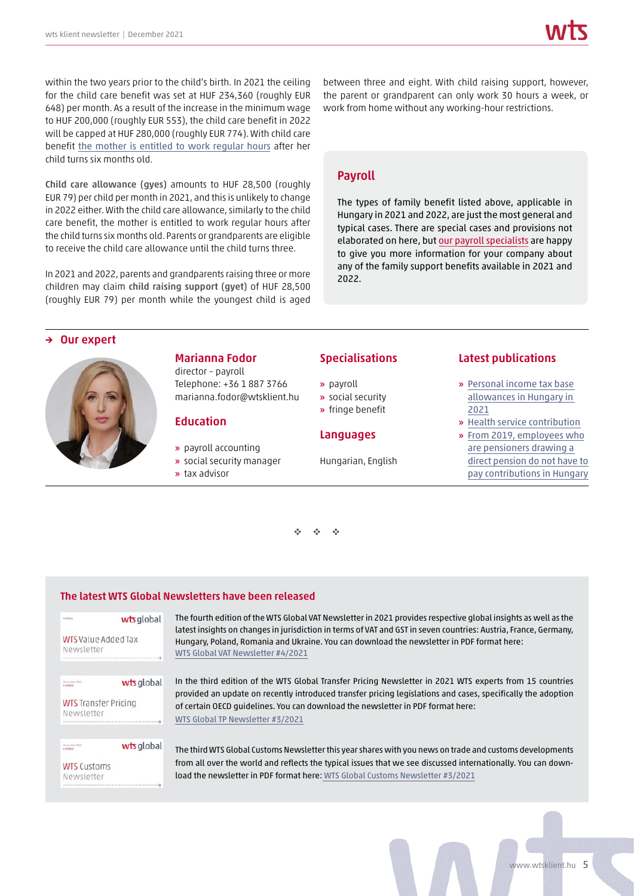within the two years prior to the child's birth. In 2021 the ceiling for the child care benefit was set at HUF 234,360 (roughly EUR 648) per month. As a result of the increase in the minimum wage to HUF 200,000 (roughly EUR 553), the child care benefit in 2022 will be capped at HUF 280,000 (roughly EUR 774). With child care benefit the mother is entitled to work regular hours after her child turns six months old.

**Child care allowance (gyes)** amounts to HUF 28,500 (roughly EUR 79) per child per month in 2021, and this is unlikely to change in 2022 either. With the child care allowance, similarly to the child care benefit, the mother is entitled to work regular hours after the child turns six months old. Parents or grandparents are eligible to receive the child care allowance until the child turns three.

In 2021 and 2022, parents and grandparents raising three or more children may claim **child raising support (gyet)** of HUF 28,500 (roughly EUR 79) per month while the youngest child is aged between three and eight. With child raising support, however, the parent or grandparent can only work 30 hours a week, or work from home without any working-hour restrictions.

## Payroll

The types of family benefit listed above, applicable in Hungary in 2021 and 2022, are just the most general and typical cases. There are special cases and provisions not elaborated on here, but our payroll specialists are happy to give you more information for your company about any of the family support benefits available in 2021 and 2022.

## Our expert

### Marianna Fodor

director – payroll
Telephone: +36 1 887 3766
marianna.fodor@wtsklient.hu

### Education

- payroll accounting
- social security manager
- tax advisor

### Specialisations

- payroll
- social security
- fringe benefit

### Languages

Hungarian, English

### Latest publications

- Personal income tax base allowances in Hungary in 2021
- Health service contribution
- From 2019, employees who are pensioners drawing a direct pension do not have to pay contributions in Hungary

## The latest WTS Global Newsletters have been released

The fourth edition of the WTS Global VAT Newsletter in 2021 provides respective global insights as well as the latest insights on changes in jurisdiction in terms of VAT and GST in seven countries: Austria, France, Germany, Hungary, Poland, Romania and Ukraine. You can download the newsletter in PDF format here: WTS Global VAT Newsletter #4/2021

In the third edition of the WTS Global Transfer Pricing Newsletter in 2021 WTS experts from 15 countries provided an update on recently introduced transfer pricing legislations and cases, specifically the adoption of certain OECD guidelines. You can download the newsletter in PDF format here: WTS Global TP Newsletter #3/2021

The third WTS Global Customs Newsletter this year shares with you news on trade and customs developments from all over the world and reflects the typical issues that we see discussed internationally. You can download the newsletter in PDF format here: WTS Global Customs Newsletter #3/2021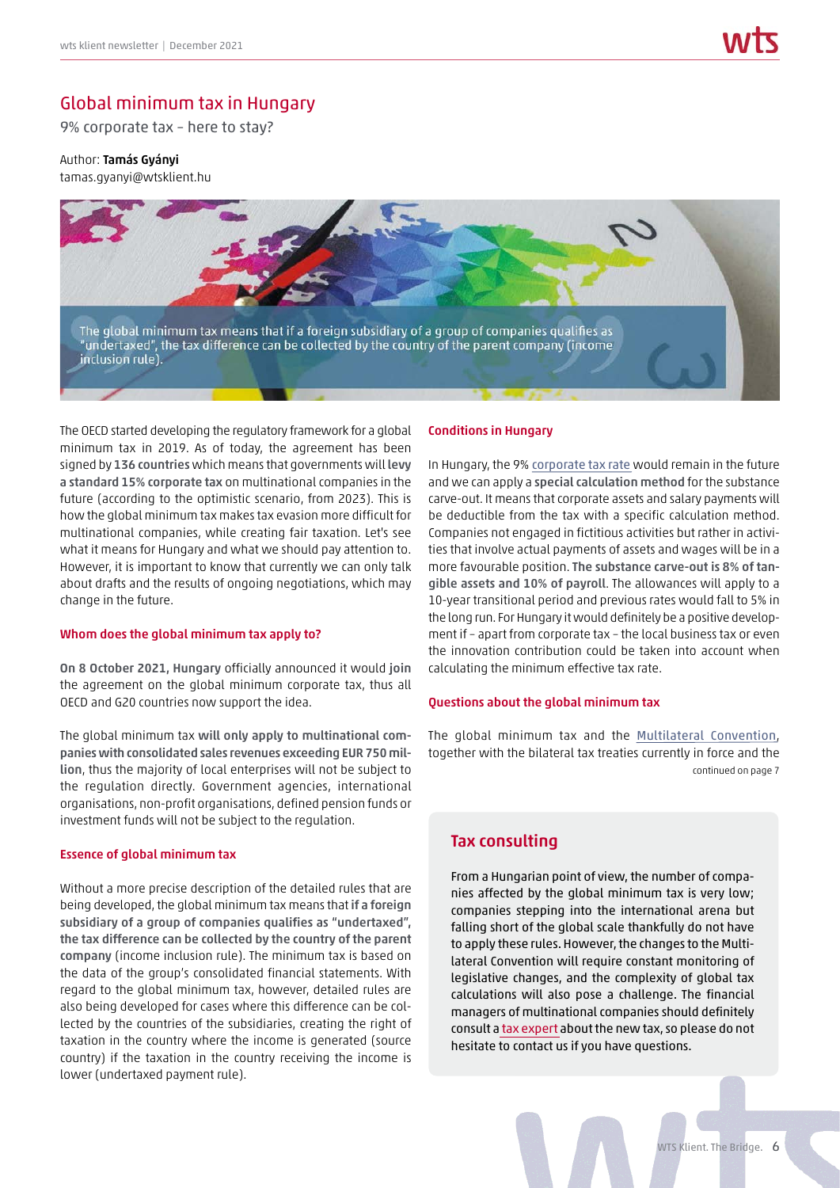# Global minimum tax in Hungary

9% corporate tax – here to stay?

Author: **Tamás Gyányi**
tamas.gyanyi@wtsklient.hu

The global minimum tax means that if a foreign subsidiary of a group of companies qualifies as "undertaxed", the tax difference can be collected by the country of the parent company (income inclusion rule).

The OECD started developing the regulatory framework for a global minimum tax in 2019. As of today, the agreement has been signed by **136 countries** which means that governments will **levy a standard 15% corporate tax** on multinational companies in the future (according to the optimistic scenario, from 2023). This is how the global minimum tax makes tax evasion more difficult for multinational companies, while creating fair taxation. Let's see what it means for Hungary and what we should pay attention to. However, it is important to know that currently we can only talk about drafts and the results of ongoing negotiations, which may change in the future.

### Whom does the global minimum tax apply to?

**On 8 October 2021, Hungary** officially announced it would **join** the agreement on the global minimum corporate tax, thus all OECD and G20 countries now support the idea.

The global minimum tax **will only apply to multinational companies with consolidated sales revenues exceeding EUR 750 million**, thus the majority of local enterprises will not be subject to the regulation directly. Government agencies, international organisations, non-profit organisations, defined pension funds or investment funds will not be subject to the regulation.

### Essence of global minimum tax

Without a more precise description of the detailed rules that are being developed, the global minimum tax means that **if a foreign subsidiary of a group of companies qualifies as "undertaxed", the tax difference can be collected by the country of the parent company** (income inclusion rule). The minimum tax is based on the data of the group's consolidated financial statements. With regard to the global minimum tax, however, detailed rules are also being developed for cases where this difference can be collected by the countries of the subsidiaries, creating the right of taxation in the country where the income is generated (source country) if the taxation in the country receiving the income is lower (undertaxed payment rule).

### Conditions in Hungary

In Hungary, the 9% corporate tax rate would remain in the future and we can apply a **special calculation method** for the substance carve-out. It means that corporate assets and salary payments will be deductible from the tax with a specific calculation method. Companies not engaged in fictitious activities but rather in activities that involve actual payments of assets and wages will be in a more favourable position. **The substance carve-out is 8% of tangible assets and 10% of payroll**. The allowances will apply to a 10-year transitional period and previous rates would fall to 5% in the long run. For Hungary it would definitely be a positive development if – apart from corporate tax – the local business tax or even the innovation contribution could be taken into account when calculating the minimum effective tax rate.

### Questions about the global minimum tax

The global minimum tax and the Multilateral Convention, together with the bilateral tax treaties currently in force and the

continued on page 7

## Tax consulting

From a Hungarian point of view, the number of companies affected by the global minimum tax is very low; companies stepping into the international arena but falling short of the global scale thankfully do not have to apply these rules. However, the changes to the Multilateral Convention will require constant monitoring of legislative changes, and the complexity of global tax calculations will also pose a challenge. The financial managers of multinational companies should definitely consult a tax expert about the new tax, so please do not hesitate to contact us if you have questions.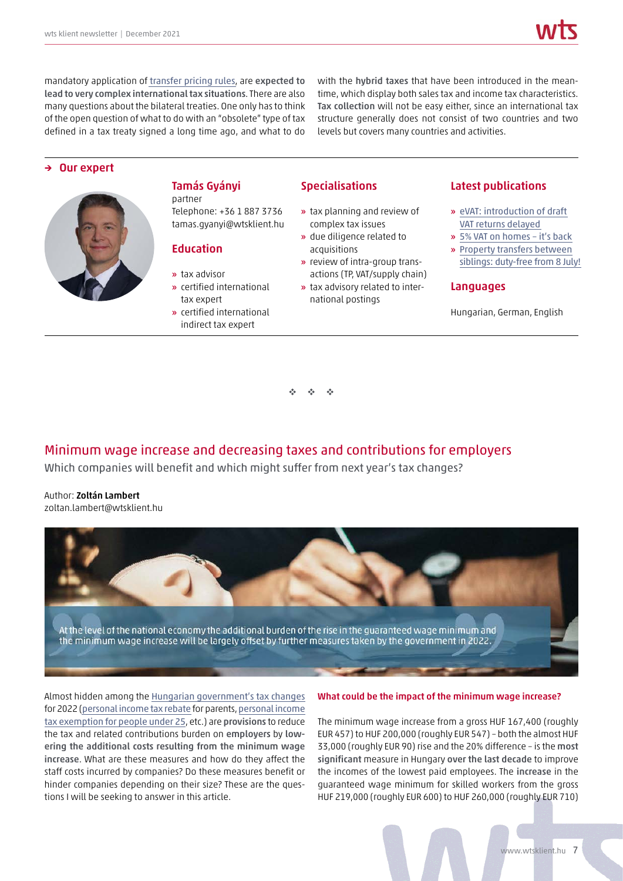mandatory application of transfer pricing rules, are **expected to lead to very complex international tax situations**. There are also many questions about the bilateral treaties. One only has to think of the open question of what to do with an "obsolete" type of tax defined in a tax treaty signed a long time ago, and what to do with the **hybrid taxes** that have been introduced in the meantime, which display both sales tax and income tax characteristics. **Tax collection** will not be easy either, since an international tax structure generally does not consist of two countries and two levels but covers many countries and activities.

## → Our expert

### Tamás Gyányi

partner
Telephone: +36 1 887 3736
tamas.gyanyi@wtsklient.hu

### Education

» tax advisor
» certified international tax expert
» certified international indirect tax expert

### Specialisations

» tax planning and review of complex tax issues
» due diligence related to acquisitions
» review of intra-group transactions (TP, VAT/supply chain)
» tax advisory related to international postings

### Latest publications

» eVAT: introduction of draft VAT returns delayed
» 5% VAT on homes – it's back
» Property transfers between siblings: duty-free from 8 July!

### Languages

Hungarian, German, English

❖ ❖ ❖

## Minimum wage increase and decreasing taxes and contributions for employers

Which companies will benefit and which might suffer from next year's tax changes?

Author: **Zoltán Lambert**
zoltan.lambert@wtsklient.hu

> At the level of the national economy the additional burden of the rise in the guaranteed wage minimum and the minimum wage increase will be largely offset by further measures taken by the government in 2022.

Almost hidden among the Hungarian government's tax changes for 2022 (personal income tax rebate for parents, personal income tax exemption for people under 25, etc.) are **provisions** to reduce the tax and related contributions burden on **employers** by **lowering the additional costs resulting from the minimum wage increase**. What are these measures and how do they affect the staff costs incurred by companies? Do these measures benefit or hinder companies depending on their size? These are the questions I will be seeking to answer in this article.

#### What could be the impact of the minimum wage increase?

The minimum wage increase from a gross HUF 167,400 (roughly EUR 457) to HUF 200,000 (roughly EUR 547) – both the almost HUF 33,000 (roughly EUR 90) rise and the 20% difference – is the **most significant** measure in Hungary **over the last decade** to improve the incomes of the lowest paid employees. The **increase** in the guaranteed wage minimum for skilled workers from the gross HUF 219,000 (roughly EUR 600) to HUF 260,000 (roughly EUR 710)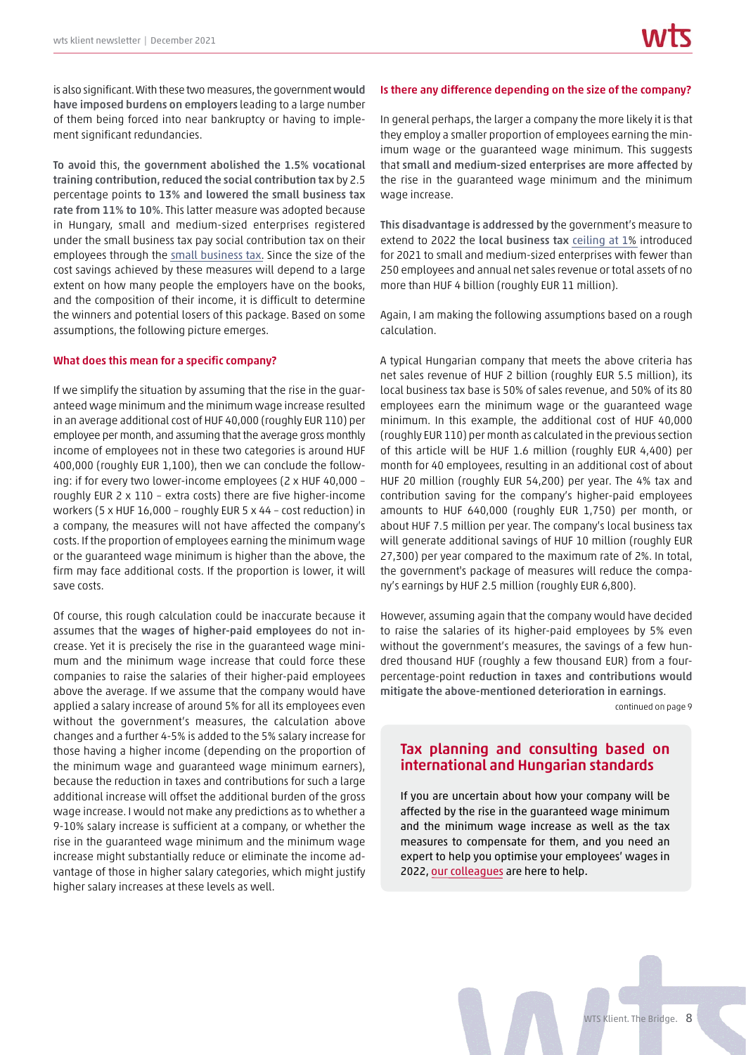is also significant. With these two measures, the government **would have imposed burdens on employers** leading to a large number of them being forced into near bankruptcy or having to implement significant redundancies.

**To avoid** this, **the government abolished the 1.5% vocational training contribution, reduced the social contribution tax** by 2.5 percentage points **to 13% and lowered the small business tax rate from 11% to 10%**. This latter measure was adopted because in Hungary, small and medium-sized enterprises registered under the small business tax pay social contribution tax on their employees through the small business tax. Since the size of the cost savings achieved by these measures will depend to a large extent on how many people the employers have on the books, and the composition of their income, it is difficult to determine the winners and potential losers of this package. Based on some assumptions, the following picture emerges.

### What does this mean for a specific company?

If we simplify the situation by assuming that the rise in the guaranteed wage minimum and the minimum wage increase resulted in an average additional cost of HUF 40,000 (roughly EUR 110) per employee per month, and assuming that the average gross monthly income of employees not in these two categories is around HUF 400,000 (roughly EUR 1,100), then we can conclude the following: if for every two lower-income employees (2 x HUF 40,000 – roughly EUR 2 x 110 – extra costs) there are five higher-income workers (5 x HUF 16,000 – roughly EUR 5 x 44 – cost reduction) in a company, the measures will not have affected the company's costs. If the proportion of employees earning the minimum wage or the guaranteed wage minimum is higher than the above, the firm may face additional costs. If the proportion is lower, it will save costs.

Of course, this rough calculation could be inaccurate because it assumes that the **wages of higher-paid employees** do not increase. Yet it is precisely the rise in the guaranteed wage minimum and the minimum wage increase that could force these companies to raise the salaries of their higher-paid employees above the average. If we assume that the company would have applied a salary increase of around 5% for all its employees even without the government's measures, the calculation above changes and a further 4-5% is added to the 5% salary increase for those having a higher income (depending on the proportion of the minimum wage and guaranteed wage minimum earners), because the reduction in taxes and contributions for such a large additional increase will offset the additional burden of the gross wage increase. I would not make any predictions as to whether a 9-10% salary increase is sufficient at a company, or whether the rise in the guaranteed wage minimum and the minimum wage increase might substantially reduce or eliminate the income advantage of those in higher salary categories, which might justify higher salary increases at these levels as well.

### Is there any difference depending on the size of the company?

In general perhaps, the larger a company the more likely it is that they employ a smaller proportion of employees earning the minimum wage or the guaranteed wage minimum. This suggests that **small and medium-sized enterprises are more affected** by the rise in the guaranteed wage minimum and the minimum wage increase.

**This disadvantage is addressed by** the government's measure to extend to 2022 the **local business tax** ceiling at 1% introduced for 2021 to small and medium-sized enterprises with fewer than 250 employees and annual net sales revenue or total assets of no more than HUF 4 billion (roughly EUR 11 million).

Again, I am making the following assumptions based on a rough calculation.

A typical Hungarian company that meets the above criteria has net sales revenue of HUF 2 billion (roughly EUR 5.5 million), its local business tax base is 50% of sales revenue, and 50% of its 80 employees earn the minimum wage or the guaranteed wage minimum. In this example, the additional cost of HUF 40,000 (roughly EUR 110) per month as calculated in the previous section of this article will be HUF 1.6 million (roughly EUR 4,400) per month for 40 employees, resulting in an additional cost of about HUF 20 million (roughly EUR 54,200) per year. The 4% tax and contribution saving for the company's higher-paid employees amounts to HUF 640,000 (roughly EUR 1,750) per month, or about HUF 7.5 million per year. The company's local business tax will generate additional savings of HUF 10 million (roughly EUR 27,300) per year compared to the maximum rate of 2%. In total, the government's package of measures will reduce the company's earnings by HUF 2.5 million (roughly EUR 6,800).

However, assuming again that the company would have decided to raise the salaries of its higher-paid employees by 5% even without the government's measures, the savings of a few hundred thousand HUF (roughly a few thousand EUR) from a four-percentage-point **reduction in taxes and contributions would mitigate the above-mentioned deterioration in earnings**.

continued on page 9

## Tax planning and consulting based on international and Hungarian standards

If you are uncertain about how your company will be affected by the rise in the guaranteed wage minimum and the minimum wage increase as well as the tax measures to compensate for them, and you need an expert to help you optimise your employees' wages in 2022, our colleagues are here to help.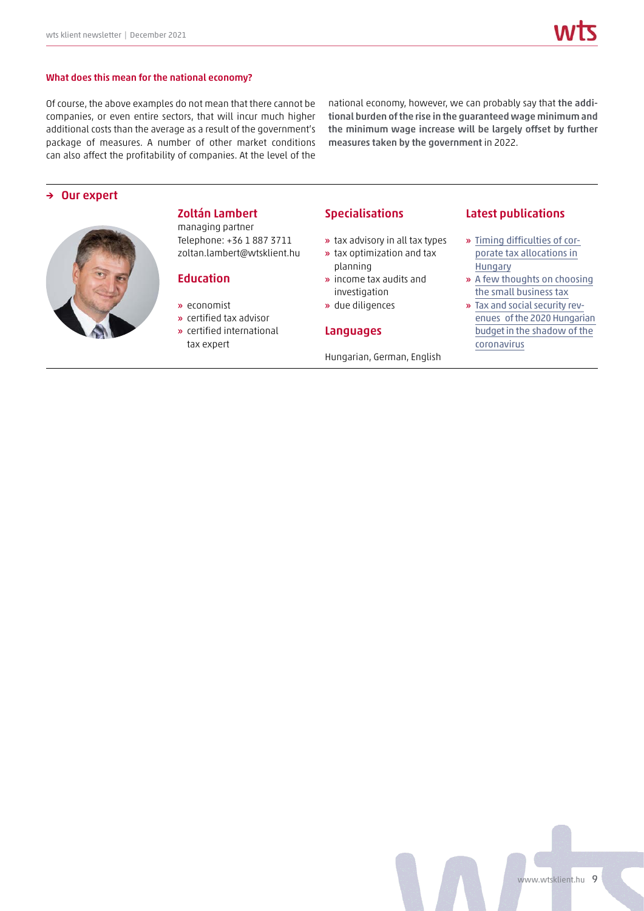### What does this mean for the national economy?

Of course, the above examples do not mean that there cannot be companies, or even entire sectors, that will incur much higher additional costs than the average as a result of the government's package of measures. A number of other market conditions can also affect the profitability of companies. At the level of the national economy, however, we can probably say that **the additional burden of the rise in the guaranteed wage minimum and the minimum wage increase will be largely offset by further measures taken by the government** in 2022.

## → Our expert

### Zoltán Lambert

managing partner
Telephone: +36 1 887 3711
zoltan.lambert@wtsklient.hu

### Education

- economist
- certified tax advisor
- certified international tax expert

### Specialisations

- tax advisory in all tax types
- tax optimization and tax planning
- income tax audits and investigation
- due diligences

### Languages

Hungarian, German, English

### Latest publications

- Timing difficulties of corporate tax allocations in Hungary
- A few thoughts on choosing the small business tax
- Tax and social security revenues of the 2020 Hungarian budget in the shadow of the coronavirus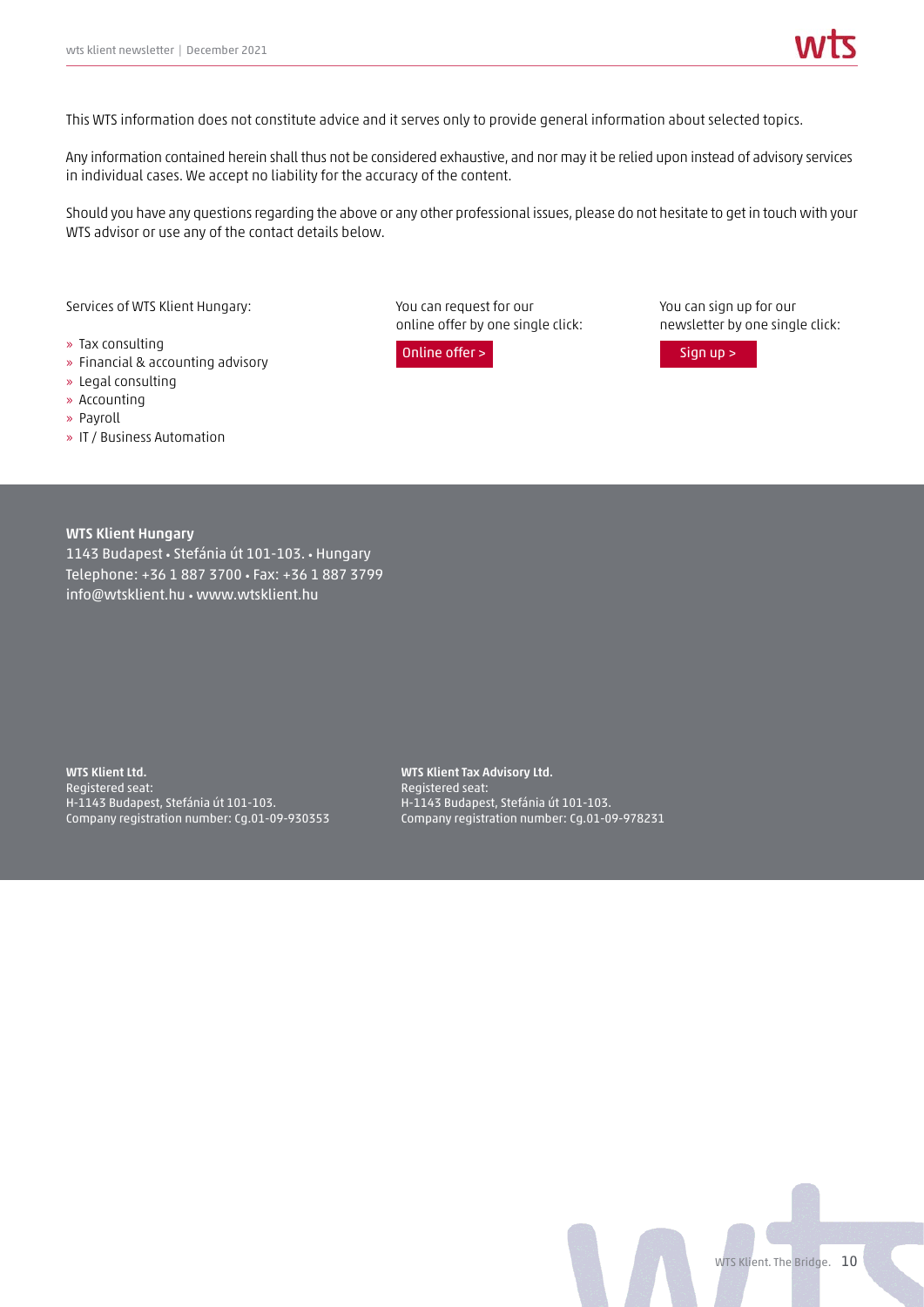This WTS information does not constitute advice and it serves only to provide general information about selected topics.

Any information contained herein shall thus not be considered exhaustive, and nor may it be relied upon instead of advisory services in individual cases. We accept no liability for the accuracy of the content.

Should you have any questions regarding the above or any other professional issues, please do not hesitate to get in touch with your WTS advisor or use any of the contact details below.

Services of WTS Klient Hungary:

» Tax consulting
» Financial & accounting advisory
» Legal consulting
» Accounting
» Payroll
» IT / Business Automation

You can request for our online offer by one single click:

Online offer >

You can sign up for our newsletter by one single click:

Sign up >

**WTS Klient Hungary**
1143 Budapest • Stefánia út 101-103. • Hungary
Telephone: +36 1 887 3700 • Fax: +36 1 887 3799
info@wtsklient.hu • www.wtsklient.hu

**WTS Klient Ltd.**
Registered seat:
H-1143 Budapest, Stefánia út 101-103.
Company registration number: Cg.01-09-930353

**WTS Klient Tax Advisory Ltd.**
Registered seat:
H-1143 Budapest, Stefánia út 101-103.
Company registration number: Cg.01-09-978231